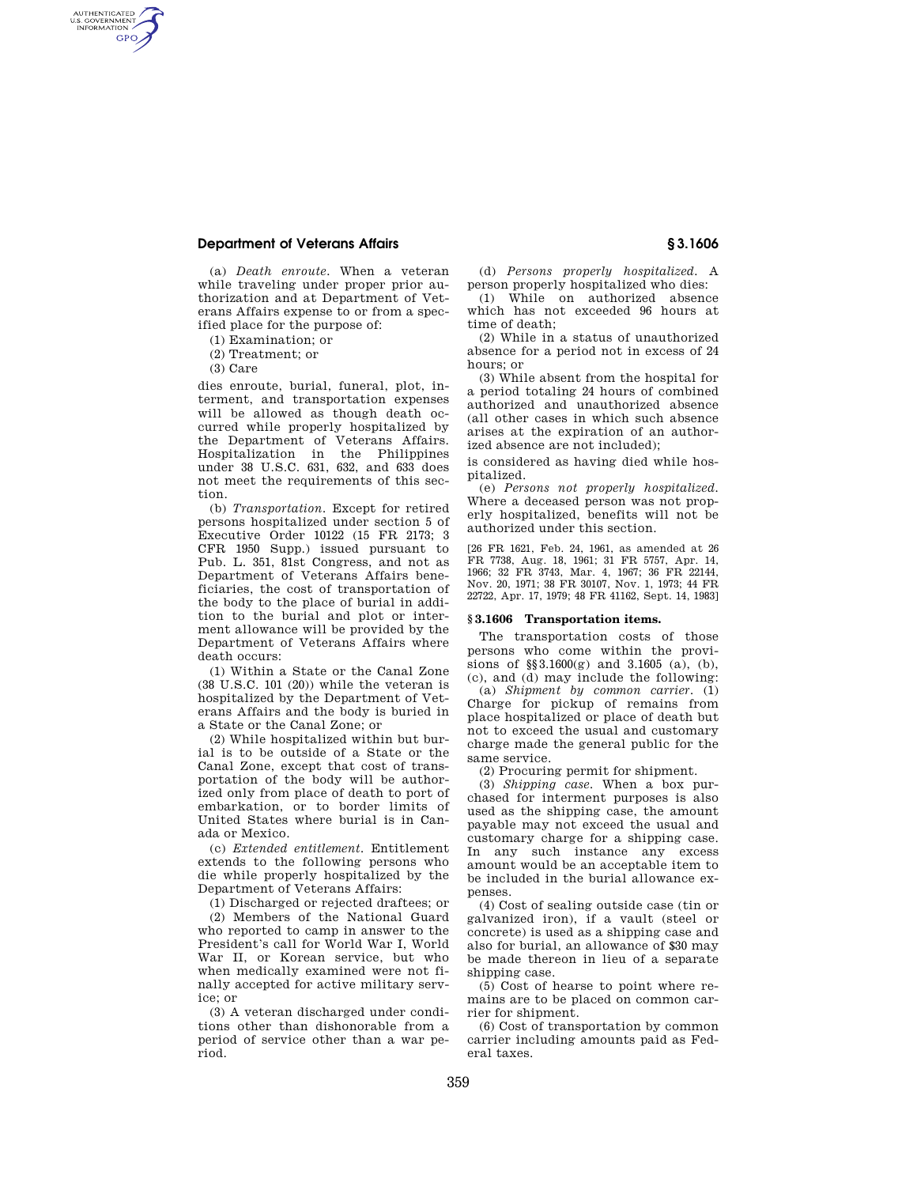(a) *Death enroute.* When a veteran while traveling under proper prior authorization and at Department of Veterans Affairs expense to or from a specified place for the purpose of:

(1) Examination; or

(2) Treatment; or

(3) Care

dies enroute, burial, funeral, plot, interment, and transportation expenses will be allowed as though death occurred while properly hospitalized by the Department of Veterans Affairs. Hospitalization in the Philippines under 38 U.S.C. 631, 632, and 633 does not meet the requirements of this section.

(b) *Transportation.* Except for retired persons hospitalized under section 5 of Executive Order 10122 (15 FR 2173; 3 CFR 1950 Supp.) issued pursuant to Pub. L. 351, 81st Congress, and not as Department of Veterans Affairs beneficiaries, the cost of transportation of the body to the place of burial in addition to the burial and plot or interment allowance will be provided by the Department of Veterans Affairs where death occurs:

(1) Within a State or the Canal Zone (38 U.S.C. 101 (20)) while the veteran is hospitalized by the Department of Veterans Affairs and the body is buried in a State or the Canal Zone; or

(2) While hospitalized within but burial is to be outside of a State or the Canal Zone, except that cost of transportation of the body will be authorized only from place of death to port of embarkation, or to border limits of United States where burial is in Canada or Mexico.

(c) *Extended entitlement.* Entitlement extends to the following persons who die while properly hospitalized by the Department of Veterans Affairs:

(1) Discharged or rejected draftees; or

(2) Members of the National Guard who reported to camp in answer to the President's call for World War I, World War II, or Korean service, but who when medically examined were not finally accepted for active military service; or

(3) A veteran discharged under conditions other than dishonorable from a period of service other than a war period.

(d) *Persons properly hospitalized.* A person properly hospitalized who dies:

(1) While on authorized absence which has not exceeded 96 hours at time of death;

(2) While in a status of unauthorized absence for a period not in excess of 24 hours; or

(3) While absent from the hospital for a period totaling 24 hours of combined authorized and unauthorized absence (all other cases in which such absence arises at the expiration of an authorized absence are not included);

is considered as having died while hospitalized.

(e) *Persons not properly hospitalized.* Where a deceased person was not properly hospitalized, benefits will not be authorized under this section.

[26 FR 1621, Feb. 24, 1961, as amended at 26 FR 7738, Aug. 18, 1961; 31 FR 5757, Apr. 14, 1966; 32 FR 3743, Mar. 4, 1967; 36 FR 22144, Nov. 20, 1971; 38 FR 30107, Nov. 1, 1973; 44 FR 22722, Apr. 17, 1979; 48 FR 41162, Sept. 14, 1983]

### § 3.1606 Transportation items.

The transportation costs of those persons who come within the provisions of §§3.1600(g) and 3.1605 (a), (b), (c), and (d) may include the following:

(a) *Shipment by common carrier.* (1) Charge for pickup of remains from place hospitalized or place of death but not to exceed the usual and customary charge made the general public for the same service.

(2) Procuring permit for shipment.

(3) *Shipping case.* When a box purchased for interment purposes is also used as the shipping case, the amount payable may not exceed the usual and customary charge for a shipping case. In any such instance any excess amount would be an acceptable item to be included in the burial allowance expenses.

(4) Cost of sealing outside case (tin or galvanized iron), if a vault (steel or concrete) is used as a shipping case and also for burial, an allowance of $30 may be made thereon in lieu of a separate shipping case.

(5) Cost of hearse to point where remains are to be placed on common carrier for shipment.

(6) Cost of transportation by common carrier including amounts paid as Federal taxes.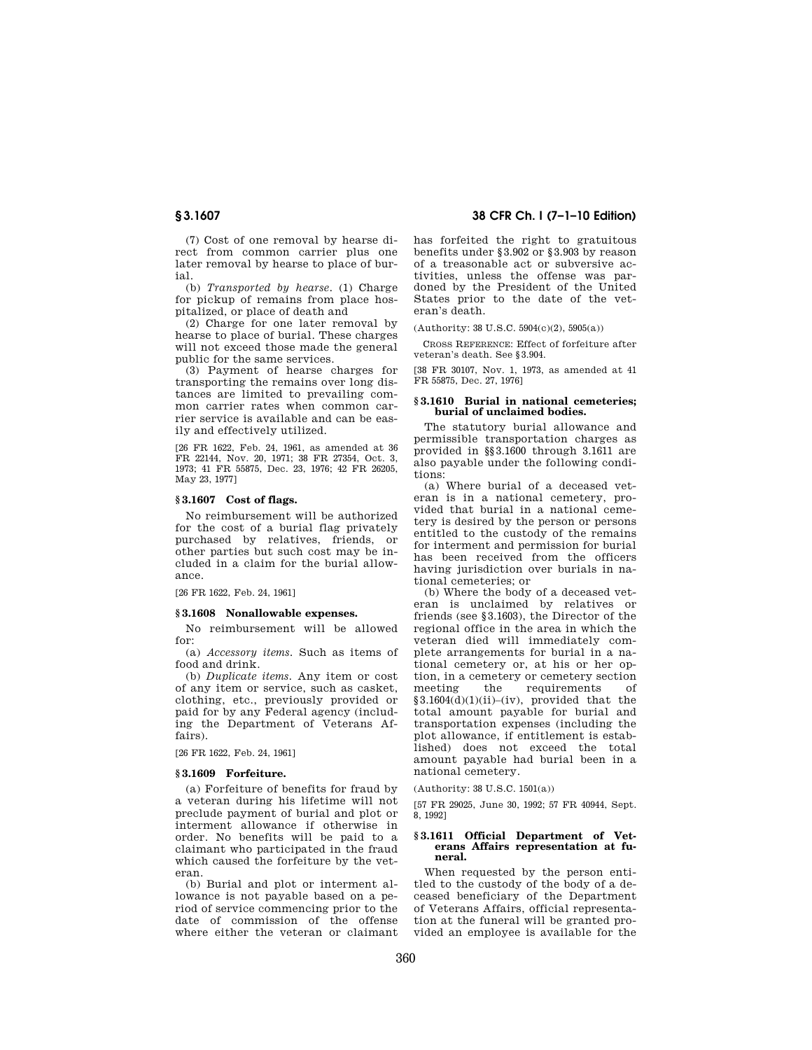(7) Cost of one removal by hearse direct from common carrier plus one later removal by hearse to place of burial.

(b) *Transported by hearse.* (1) Charge for pickup of remains from place hospitalized, or place of death and

(2) Charge for one later removal by hearse to place of burial. These charges will not exceed those made the general public for the same services.

(3) Payment of hearse charges for transporting the remains over long distances are limited to prevailing common carrier rates when common carrier service is available and can be easily and effectively utilized.

[26 FR 1622, Feb. 24, 1961, as amended at 36 FR 22144, Nov. 20, 1971; 38 FR 27354, Oct. 3, 1973; 41 FR 55875, Dec. 23, 1976; 42 FR 26205, May 23, 1977]

### § 3.1607 Cost of flags.

No reimbursement will be authorized for the cost of a burial flag privately purchased by relatives, friends, or other parties but such cost may be included in a claim for the burial allowance.

[26 FR 1622, Feb. 24, 1961]

### § 3.1608 Nonallowable expenses.

No reimbursement will be allowed for:

(a) *Accessory items.* Such as items of food and drink.

(b) *Duplicate items.* Any item or cost of any item or service, such as casket, clothing, etc., previously provided or paid for by any Federal agency (including the Department of Veterans Affairs).

[26 FR 1622, Feb. 24, 1961]

### § 3.1609 Forfeiture.

(a) Forfeiture of benefits for fraud by a veteran during his lifetime will not preclude payment of burial and plot or interment allowance if otherwise in order. No benefits will be paid to a claimant who participated in the fraud which caused the forfeiture by the veteran.

(b) Burial and plot or interment allowance is not payable based on a period of service commencing prior to the date of commission of the offense where either the veteran or claimant has forfeited the right to gratuitous benefits under § 3.902 or § 3.903 by reason of a treasonable act or subversive activities, unless the offense was pardoned by the President of the United States prior to the date of the veteran's death.

(Authority: 38 U.S.C. 5904(c)(2), 5905(a))

CROSS REFERENCE: Effect of forfeiture after veteran's death. See § 3.904.

[38 FR 30107, Nov. 1, 1973, as amended at 41 FR 55875, Dec. 27, 1976]

### § 3.1610 Burial in national cemeteries; burial of unclaimed bodies.

The statutory burial allowance and permissible transportation charges as provided in §§ 3.1600 through 3.1611 are also payable under the following conditions:

(a) Where burial of a deceased veteran is in a national cemetery, provided that burial in a national cemetery is desired by the person or persons entitled to the custody of the remains for interment and permission for burial has been received from the officers having jurisdiction over burials in national cemeteries; or

(b) Where the body of a deceased veteran is unclaimed by relatives or friends (see § 3.1603), the Director of the regional office in the area in which the veteran died will immediately complete arrangements for burial in a national cemetery or, at his or her option, in a cemetery or cemetery section meeting the requirements of § 3.1604(d)(1)(ii)–(iv), provided that the total amount payable for burial and transportation expenses (including the plot allowance, if entitlement is established) does not exceed the total amount payable had burial been in a national cemetery.

(Authority: 38 U.S.C. 1501(a))

[57 FR 29025, June 30, 1992; 57 FR 40944, Sept. 8, 1992]

### § 3.1611 Official Department of Veterans Affairs representation at funeral.

When requested by the person entitled to the custody of the body of a deceased beneficiary of the Department of Veterans Affairs, official representation at the funeral will be granted provided an employee is available for the